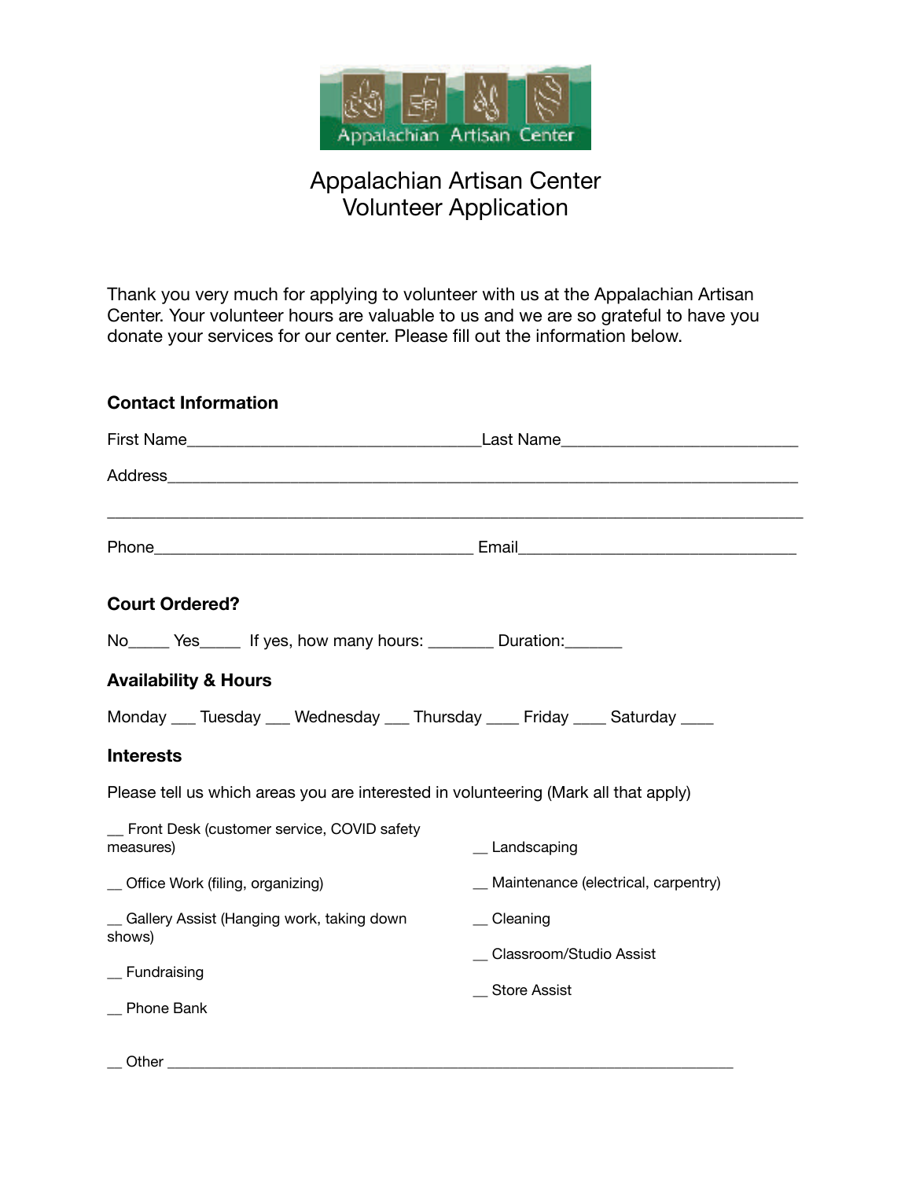# Appalachian Artisan Center
# Volunteer Application

Thank you very much for applying to volunteer with us at the Appalachian Artisan Center. Your volunteer hours are valuable to us and we are so grateful to have you donate your services for our center. Please fill out the information below.

## Contact Information

First Name__________________________________Last Name___________________________

Address__________________________________________________________________________

__________________________________________________________________________________

Phone_____________________________________ Email_______________________________

## Court Ordered?

No_____ Yes_____ If yes, how many hours: ________ Duration:_______

## Availability & Hours

Monday ___ Tuesday ___ Wednesday ___ Thursday ____ Friday ____ Saturday ____

## Interests

Please tell us which areas you are interested in volunteering (Mark all that apply)

__ Front Desk (customer service, COVID safety measures)

__ Office Work (filing, organizing)

__ Gallery Assist (Hanging work, taking down shows)

__ Fundraising

__ Phone Bank

__ Landscaping

__ Maintenance (electrical, carpentry)

__ Cleaning

__ Classroom/Studio Assist

__ Store Assist

__ Other _________________________________________________________________________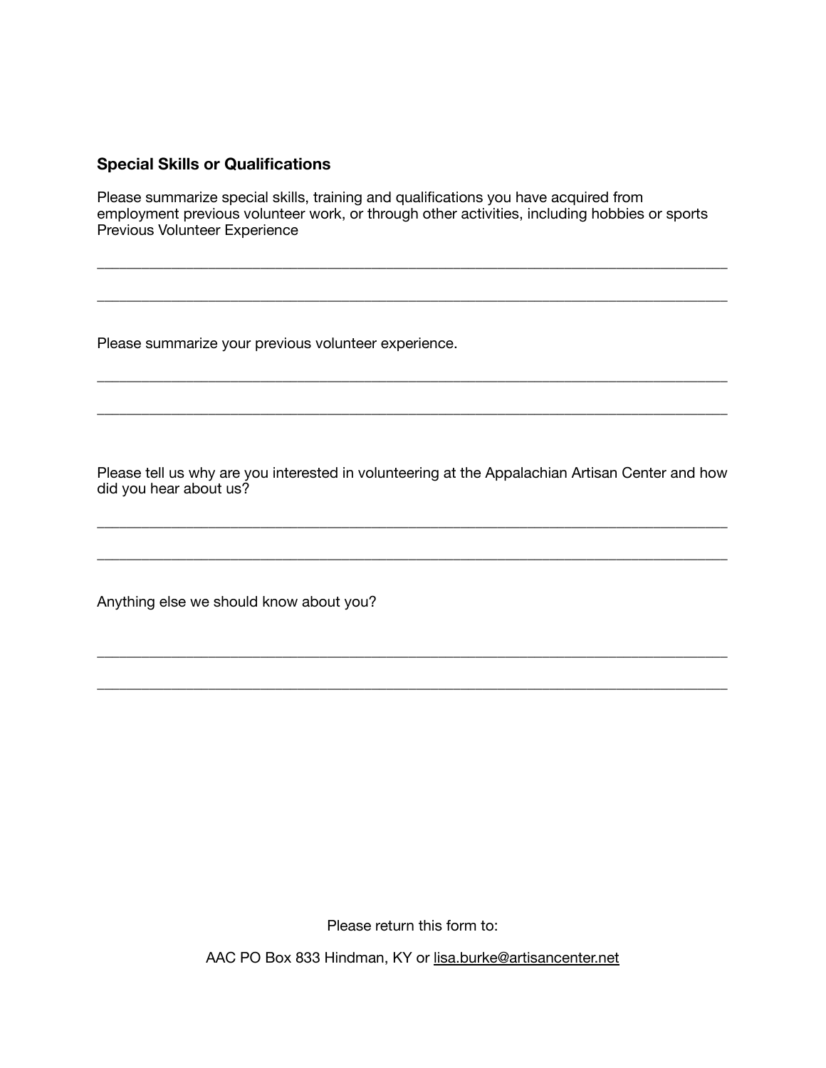**Special Skills or Qualifications**

Please summarize special skills, training and qualifications you have acquired from employment previous volunteer work, or through other activities, including hobbies or sports Previous Volunteer Experience

________________________________________________________________________________

________________________________________________________________________________

Please summarize your previous volunteer experience.

________________________________________________________________________________

________________________________________________________________________________

Please tell us why are you interested in volunteering at the Appalachian Artisan Center and how did you hear about us?

________________________________________________________________________________

________________________________________________________________________________

Anything else we should know about you?

________________________________________________________________________________

________________________________________________________________________________

Please return this form to:

AAC PO Box 833 Hindman, KY or lisa.burke@artisancenter.net